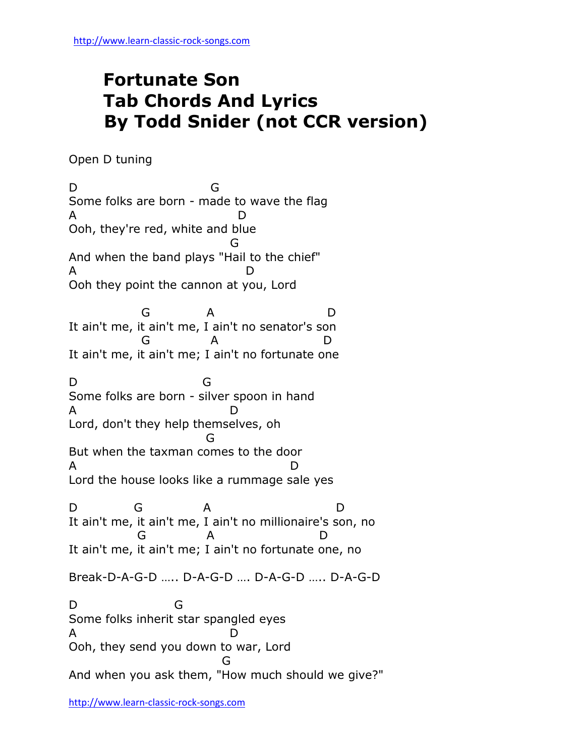# Fortunate Son
# Tab Chords And Lyrics
# By Todd Snider (not CCR version)

Open D tuning

```
D                    G
Some folks are born - made to wave the flag
A                        D
Ooh, they're red, white and blue
                           G
And when the band plays "Hail to the chief"
A                            D
Ooh they point the cannon at you, Lord

          G          A                D
It ain't me, it ain't me, I ain't no senator's son
          G          A               D
It ain't me, it ain't me; I ain't no fortunate one

D                    G
Some folks are born - silver spoon in hand
A                        D
Lord, don't they help themselves, oh
                         G
But when the taxman comes to the door
A                                 D
Lord the house looks like a rummage sale yes

D         G          A                    D
It ain't me, it ain't me, I ain't no millionaire's son, no
          G          A              D
It ain't me, it ain't me; I ain't no fortunate one, no

Break-D-A-G-D ….. D-A-G-D …. D-A-G-D ….. D-A-G-D

D                 G
Some folks inherit star spangled eyes
A                        D
Ooh, they send you down to war, Lord
                             G
And when you ask them, "How much should we give?"
```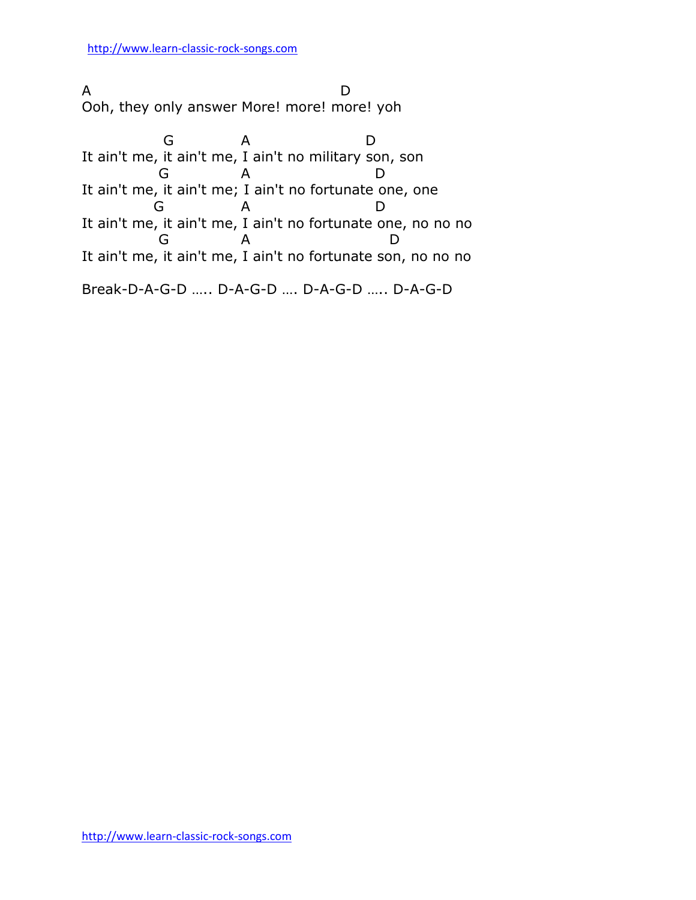```
A                                           D
Ooh, they only answer More! more! more! yoh

             G            A                    D
It ain't me, it ain't me, I ain't no military son, son
            G            A                     D
It ain't me, it ain't me; I ain't no fortunate one, one
           G             A                     D
It ain't me, it ain't me, I ain't no fortunate one, no no no
            G            A                        D
It ain't me, it ain't me, I ain't no fortunate son, no no no
```

Break-D-A-G-D ….. D-A-G-D …. D-A-G-D ….. D-A-G-D